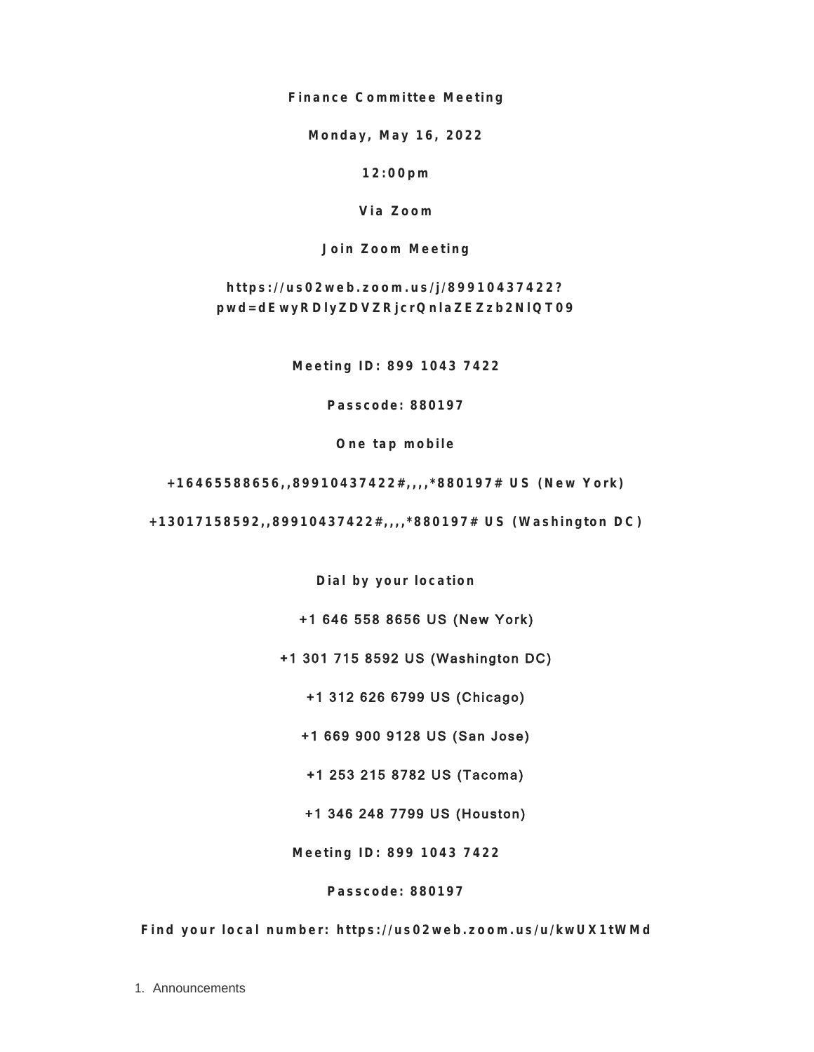**Finance Committee Meeting**

**Monday, May 16, 2022**

**12:00pm**

**Via Zoom**

**Join Zoom Meeting**

**https://us02web.zoom.us/j/89910437422?pwd=dEwyRDlyZDVZRjcrQnlaZEZzb2NlQT09**

**Meeting ID: 899 1043 7422**

**Passcode: 880197**

**One tap mobile**

**+16465588656,,89910437422#,,,,*880197# US (New York)**

**+13017158592,,89910437422#,,,,*880197# US (Washington DC)**

**Dial by your location**

+1 646 558 8656 US (New York)

+1 301 715 8592 US (Washington DC)

+1 312 626 6799 US (Chicago)

+1 669 900 9128 US (San Jose)

+1 253 215 8782 US (Tacoma)

+1 346 248 7799 US (Houston)

**Meeting ID: 899 1043 7422**

**Passcode: 880197**

**Find your local number: https://us02web.zoom.us/u/kwUX1tWMd**

1. Announcements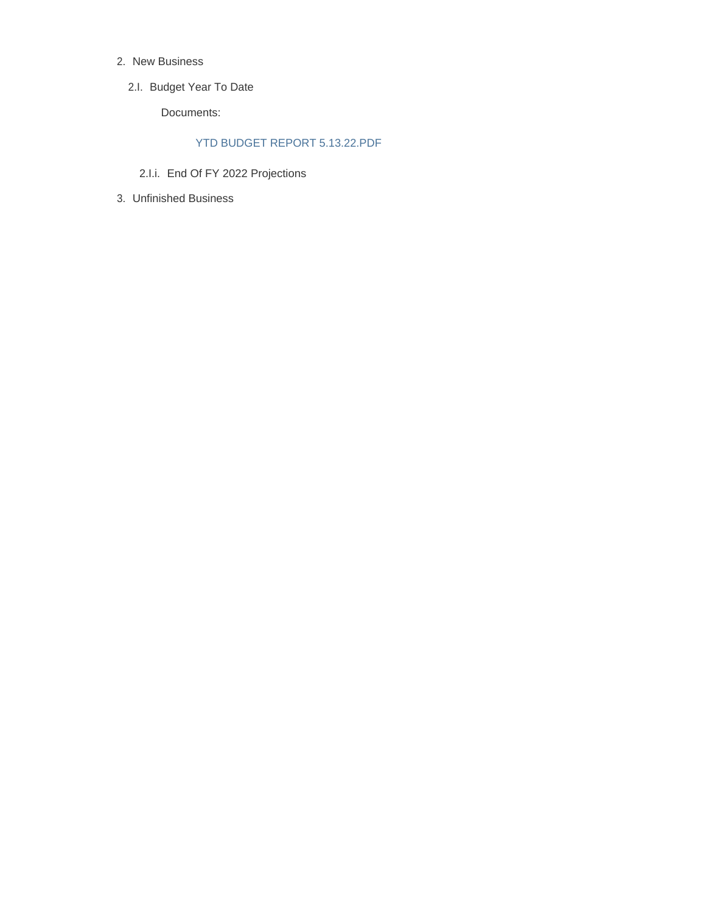2. New Business

   2.I. Budget Year To Date

      Documents:

         YTD BUDGET REPORT 5.13.22.PDF

      2.I.i. End Of FY 2022 Projections

3. Unfinished Business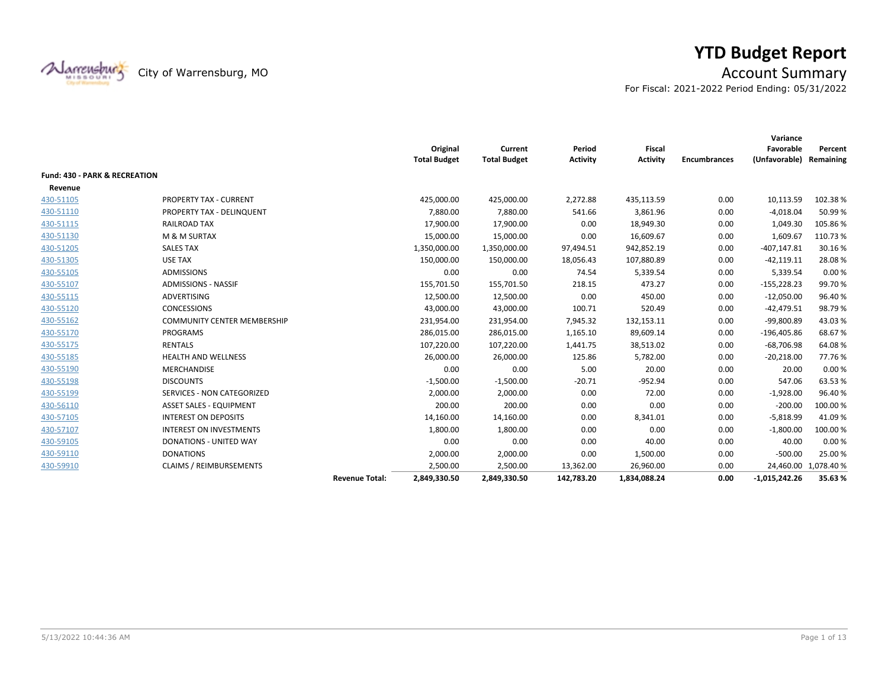# YTD Budget Report

City of Warrensburg, MO

## Account Summary

For Fiscal: 2021-2022 Period Ending: 05/31/2022

| | | Original Total Budget | Current Total Budget | Period Activity | Fiscal Activity | Encumbrances | Variance Favorable (Unfavorable) | Percent Remaining |
|---|---|---|---|---|---|---|---|---|
| **Fund: 430 - PARK & RECREATION** | | | | | | | | |
| **Revenue** | | | | | | | | |
| 430-51105 | PROPERTY TAX - CURRENT | 425,000.00 | 425,000.00 | 2,272.88 | 435,113.59 | 0.00 | 10,113.59 | 102.38 % |
| 430-51110 | PROPERTY TAX - DELINQUENT | 7,880.00 | 7,880.00 | 541.66 | 3,861.96 | 0.00 | -4,018.04 | 50.99 % |
| 430-51115 | RAILROAD TAX | 17,900.00 | 17,900.00 | 0.00 | 18,949.30 | 0.00 | 1,049.30 | 105.86 % |
| 430-51130 | M & M SURTAX | 15,000.00 | 15,000.00 | 0.00 | 16,609.67 | 0.00 | 1,609.67 | 110.73 % |
| 430-51205 | SALES TAX | 1,350,000.00 | 1,350,000.00 | 97,494.51 | 942,852.19 | 0.00 | -407,147.81 | 30.16 % |
| 430-51305 | USE TAX | 150,000.00 | 150,000.00 | 18,056.43 | 107,880.89 | 0.00 | -42,119.11 | 28.08 % |
| 430-55105 | ADMISSIONS | 0.00 | 0.00 | 74.54 | 5,339.54 | 0.00 | 5,339.54 | 0.00 % |
| 430-55107 | ADMISSIONS - NASSIF | 155,701.50 | 155,701.50 | 218.15 | 473.27 | 0.00 | -155,228.23 | 99.70 % |
| 430-55115 | ADVERTISING | 12,500.00 | 12,500.00 | 0.00 | 450.00 | 0.00 | -12,050.00 | 96.40 % |
| 430-55120 | CONCESSIONS | 43,000.00 | 43,000.00 | 100.71 | 520.49 | 0.00 | -42,479.51 | 98.79 % |
| 430-55162 | COMMUNITY CENTER MEMBERSHIP | 231,954.00 | 231,954.00 | 7,945.32 | 132,153.11 | 0.00 | -99,800.89 | 43.03 % |
| 430-55170 | PROGRAMS | 286,015.00 | 286,015.00 | 1,165.10 | 89,609.14 | 0.00 | -196,405.86 | 68.67 % |
| 430-55175 | RENTALS | 107,220.00 | 107,220.00 | 1,441.75 | 38,513.02 | 0.00 | -68,706.98 | 64.08 % |
| 430-55185 | HEALTH AND WELLNESS | 26,000.00 | 26,000.00 | 125.86 | 5,782.00 | 0.00 | -20,218.00 | 77.76 % |
| 430-55190 | MERCHANDISE | 0.00 | 0.00 | 5.00 | 20.00 | 0.00 | 20.00 | 0.00 % |
| 430-55198 | DISCOUNTS | -1,500.00 | -1,500.00 | -20.71 | -952.94 | 0.00 | 547.06 | 63.53 % |
| 430-55199 | SERVICES - NON CATEGORIZED | 2,000.00 | 2,000.00 | 0.00 | 72.00 | 0.00 | -1,928.00 | 96.40 % |
| 430-56110 | ASSET SALES - EQUIPMENT | 200.00 | 200.00 | 0.00 | 0.00 | 0.00 | -200.00 | 100.00 % |
| 430-57105 | INTEREST ON DEPOSITS | 14,160.00 | 14,160.00 | 0.00 | 8,341.01 | 0.00 | -5,818.99 | 41.09 % |
| 430-57107 | INTEREST ON INVESTMENTS | 1,800.00 | 1,800.00 | 0.00 | 0.00 | 0.00 | -1,800.00 | 100.00 % |
| 430-59105 | DONATIONS - UNITED WAY | 0.00 | 0.00 | 0.00 | 40.00 | 0.00 | 40.00 | 0.00 % |
| 430-59110 | DONATIONS | 2,000.00 | 2,000.00 | 0.00 | 1,500.00 | 0.00 | -500.00 | 25.00 % |
| 430-59910 | CLAIMS / REIMBURSEMENTS | 2,500.00 | 2,500.00 | 13,362.00 | 26,960.00 | 0.00 | 24,460.00 | 1,078.40 % |
| | **Revenue Total:** | **2,849,330.50** | **2,849,330.50** | **142,783.20** | **1,834,088.24** | **0.00** | **-1,015,242.26** | **35.63 %** |

5/13/2022 10:44:36 AM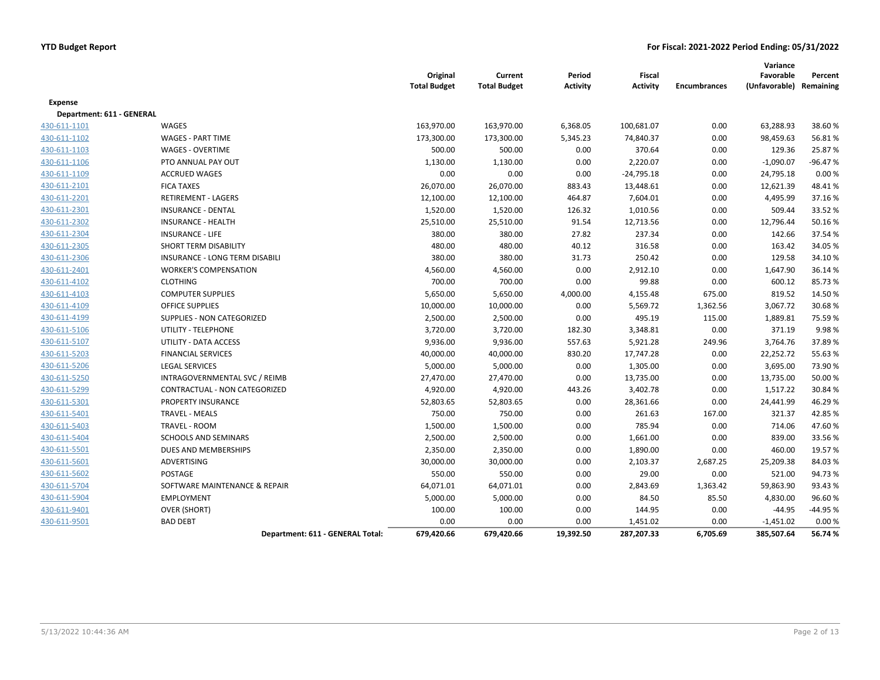**YTD Budget Report** | **For Fiscal: 2021-2022 Period Ending: 05/31/2022**

| | | Original Total Budget | Current Total Budget | Period Activity | Fiscal Activity | Encumbrances | Variance Favorable (Unfavorable) | Percent Remaining |
|---|---|---|---|---|---|---|---|---|
| **Expense** | | | | | | | | |
| **Department: 611 - GENERAL** | | | | | | | | |
| 430-611-1101 | WAGES | 163,970.00 | 163,970.00 | 6,368.05 | 100,681.07 | 0.00 | 63,288.93 | 38.60 % |
| 430-611-1102 | WAGES - PART TIME | 173,300.00 | 173,300.00 | 5,345.23 | 74,840.37 | 0.00 | 98,459.63 | 56.81 % |
| 430-611-1103 | WAGES - OVERTIME | 500.00 | 500.00 | 0.00 | 370.64 | 0.00 | 129.36 | 25.87 % |
| 430-611-1106 | PTO ANNUAL PAY OUT | 1,130.00 | 1,130.00 | 0.00 | 2,220.07 | 0.00 | -1,090.07 | -96.47 % |
| 430-611-1109 | ACCRUED WAGES | 0.00 | 0.00 | 0.00 | -24,795.18 | 0.00 | 24,795.18 | 0.00 % |
| 430-611-2101 | FICA TAXES | 26,070.00 | 26,070.00 | 883.43 | 13,448.61 | 0.00 | 12,621.39 | 48.41 % |
| 430-611-2201 | RETIREMENT - LAGERS | 12,100.00 | 12,100.00 | 464.87 | 7,604.01 | 0.00 | 4,495.99 | 37.16 % |
| 430-611-2301 | INSURANCE - DENTAL | 1,520.00 | 1,520.00 | 126.32 | 1,010.56 | 0.00 | 509.44 | 33.52 % |
| 430-611-2302 | INSURANCE - HEALTH | 25,510.00 | 25,510.00 | 91.54 | 12,713.56 | 0.00 | 12,796.44 | 50.16 % |
| 430-611-2304 | INSURANCE - LIFE | 380.00 | 380.00 | 27.82 | 237.34 | 0.00 | 142.66 | 37.54 % |
| 430-611-2305 | SHORT TERM DISABILITY | 480.00 | 480.00 | 40.12 | 316.58 | 0.00 | 163.42 | 34.05 % |
| 430-611-2306 | INSURANCE - LONG TERM DISABILI | 380.00 | 380.00 | 31.73 | 250.42 | 0.00 | 129.58 | 34.10 % |
| 430-611-2401 | WORKER'S COMPENSATION | 4,560.00 | 4,560.00 | 0.00 | 2,912.10 | 0.00 | 1,647.90 | 36.14 % |
| 430-611-4102 | CLOTHING | 700.00 | 700.00 | 0.00 | 99.88 | 0.00 | 600.12 | 85.73 % |
| 430-611-4103 | COMPUTER SUPPLIES | 5,650.00 | 5,650.00 | 4,000.00 | 4,155.48 | 675.00 | 819.52 | 14.50 % |
| 430-611-4109 | OFFICE SUPPLIES | 10,000.00 | 10,000.00 | 0.00 | 5,569.72 | 1,362.56 | 3,067.72 | 30.68 % |
| 430-611-4199 | SUPPLIES - NON CATEGORIZED | 2,500.00 | 2,500.00 | 0.00 | 495.19 | 115.00 | 1,889.81 | 75.59 % |
| 430-611-5106 | UTILITY - TELEPHONE | 3,720.00 | 3,720.00 | 182.30 | 3,348.81 | 0.00 | 371.19 | 9.98 % |
| 430-611-5107 | UTILITY - DATA ACCESS | 9,936.00 | 9,936.00 | 557.63 | 5,921.28 | 249.96 | 3,764.76 | 37.89 % |
| 430-611-5203 | FINANCIAL SERVICES | 40,000.00 | 40,000.00 | 830.20 | 17,747.28 | 0.00 | 22,252.72 | 55.63 % |
| 430-611-5206 | LEGAL SERVICES | 5,000.00 | 5,000.00 | 0.00 | 1,305.00 | 0.00 | 3,695.00 | 73.90 % |
| 430-611-5250 | INTRAGOVERNMENTAL SVC / REIMB | 27,470.00 | 27,470.00 | 0.00 | 13,735.00 | 0.00 | 13,735.00 | 50.00 % |
| 430-611-5299 | CONTRACTUAL - NON CATEGORIZED | 4,920.00 | 4,920.00 | 443.26 | 3,402.78 | 0.00 | 1,517.22 | 30.84 % |
| 430-611-5301 | PROPERTY INSURANCE | 52,803.65 | 52,803.65 | 0.00 | 28,361.66 | 0.00 | 24,441.99 | 46.29 % |
| 430-611-5401 | TRAVEL - MEALS | 750.00 | 750.00 | 0.00 | 261.63 | 167.00 | 321.37 | 42.85 % |
| 430-611-5403 | TRAVEL - ROOM | 1,500.00 | 1,500.00 | 0.00 | 785.94 | 0.00 | 714.06 | 47.60 % |
| 430-611-5404 | SCHOOLS AND SEMINARS | 2,500.00 | 2,500.00 | 0.00 | 1,661.00 | 0.00 | 839.00 | 33.56 % |
| 430-611-5501 | DUES AND MEMBERSHIPS | 2,350.00 | 2,350.00 | 0.00 | 1,890.00 | 0.00 | 460.00 | 19.57 % |
| 430-611-5601 | ADVERTISING | 30,000.00 | 30,000.00 | 0.00 | 2,103.37 | 2,687.25 | 25,209.38 | 84.03 % |
| 430-611-5602 | POSTAGE | 550.00 | 550.00 | 0.00 | 29.00 | 0.00 | 521.00 | 94.73 % |
| 430-611-5704 | SOFTWARE MAINTENANCE & REPAIR | 64,071.01 | 64,071.01 | 0.00 | 2,843.69 | 1,363.42 | 59,863.90 | 93.43 % |
| 430-611-5904 | EMPLOYMENT | 5,000.00 | 5,000.00 | 0.00 | 84.50 | 85.50 | 4,830.00 | 96.60 % |
| 430-611-9401 | OVER (SHORT) | 100.00 | 100.00 | 0.00 | 144.95 | 0.00 | -44.95 | -44.95 % |
| 430-611-9501 | BAD DEBT | 0.00 | 0.00 | 0.00 | 1,451.02 | 0.00 | -1,451.02 | 0.00 % |
| | **Department: 611 - GENERAL Total:** | **679,420.66** | **679,420.66** | **19,392.50** | **287,207.33** | **6,705.69** | **385,507.64** | **56.74 %** |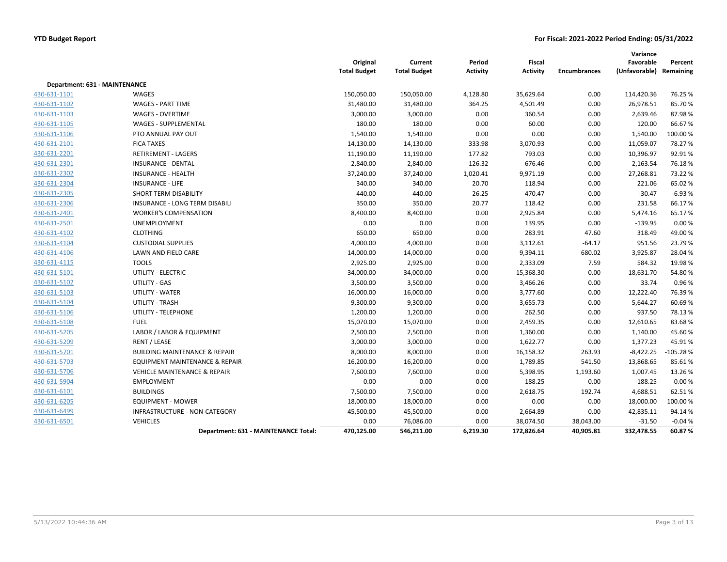**YTD Budget Report** | **For Fiscal: 2021-2022 Period Ending: 05/31/2022**

| | | Original Total Budget | Current Total Budget | Period Activity | Fiscal Activity | Encumbrances | Variance Favorable (Unfavorable) | Percent Remaining |
|---|---|---|---|---|---|---|---|---|
| **Department: 631 - MAINTENANCE** | | | | | | | | |
| 430-631-1101 | WAGES | 150,050.00 | 150,050.00 | 4,128.80 | 35,629.64 | 0.00 | 114,420.36 | 76.25 % |
| 430-631-1102 | WAGES - PART TIME | 31,480.00 | 31,480.00 | 364.25 | 4,501.49 | 0.00 | 26,978.51 | 85.70 % |
| 430-631-1103 | WAGES - OVERTIME | 3,000.00 | 3,000.00 | 0.00 | 360.54 | 0.00 | 2,639.46 | 87.98 % |
| 430-631-1105 | WAGES - SUPPLEMENTAL | 180.00 | 180.00 | 0.00 | 60.00 | 0.00 | 120.00 | 66.67 % |
| 430-631-1106 | PTO ANNUAL PAY OUT | 1,540.00 | 1,540.00 | 0.00 | 0.00 | 0.00 | 1,540.00 | 100.00 % |
| 430-631-2101 | FICA TAXES | 14,130.00 | 14,130.00 | 333.98 | 3,070.93 | 0.00 | 11,059.07 | 78.27 % |
| 430-631-2201 | RETIREMENT - LAGERS | 11,190.00 | 11,190.00 | 177.82 | 793.03 | 0.00 | 10,396.97 | 92.91 % |
| 430-631-2301 | INSURANCE - DENTAL | 2,840.00 | 2,840.00 | 126.32 | 676.46 | 0.00 | 2,163.54 | 76.18 % |
| 430-631-2302 | INSURANCE - HEALTH | 37,240.00 | 37,240.00 | 1,020.41 | 9,971.19 | 0.00 | 27,268.81 | 73.22 % |
| 430-631-2304 | INSURANCE - LIFE | 340.00 | 340.00 | 20.70 | 118.94 | 0.00 | 221.06 | 65.02 % |
| 430-631-2305 | SHORT TERM DISABILITY | 440.00 | 440.00 | 26.25 | 470.47 | 0.00 | -30.47 | -6.93 % |
| 430-631-2306 | INSURANCE - LONG TERM DISABILI | 350.00 | 350.00 | 20.77 | 118.42 | 0.00 | 231.58 | 66.17 % |
| 430-631-2401 | WORKER'S COMPENSATION | 8,400.00 | 8,400.00 | 0.00 | 2,925.84 | 0.00 | 5,474.16 | 65.17 % |
| 430-631-2501 | UNEMPLOYMENT | 0.00 | 0.00 | 0.00 | 139.95 | 0.00 | -139.95 | 0.00 % |
| 430-631-4102 | CLOTHING | 650.00 | 650.00 | 0.00 | 283.91 | 47.60 | 318.49 | 49.00 % |
| 430-631-4104 | CUSTODIAL SUPPLIES | 4,000.00 | 4,000.00 | 0.00 | 3,112.61 | -64.17 | 951.56 | 23.79 % |
| 430-631-4106 | LAWN AND FIELD CARE | 14,000.00 | 14,000.00 | 0.00 | 9,394.11 | 680.02 | 3,925.87 | 28.04 % |
| 430-631-4115 | TOOLS | 2,925.00 | 2,925.00 | 0.00 | 2,333.09 | 7.59 | 584.32 | 19.98 % |
| 430-631-5101 | UTILITY - ELECTRIC | 34,000.00 | 34,000.00 | 0.00 | 15,368.30 | 0.00 | 18,631.70 | 54.80 % |
| 430-631-5102 | UTILITY - GAS | 3,500.00 | 3,500.00 | 0.00 | 3,466.26 | 0.00 | 33.74 | 0.96 % |
| 430-631-5103 | UTILITY - WATER | 16,000.00 | 16,000.00 | 0.00 | 3,777.60 | 0.00 | 12,222.40 | 76.39 % |
| 430-631-5104 | UTILITY - TRASH | 9,300.00 | 9,300.00 | 0.00 | 3,655.73 | 0.00 | 5,644.27 | 60.69 % |
| 430-631-5106 | UTILITY - TELEPHONE | 1,200.00 | 1,200.00 | 0.00 | 262.50 | 0.00 | 937.50 | 78.13 % |
| 430-631-5108 | FUEL | 15,070.00 | 15,070.00 | 0.00 | 2,459.35 | 0.00 | 12,610.65 | 83.68 % |
| 430-631-5205 | LABOR / LABOR & EQUIPMENT | 2,500.00 | 2,500.00 | 0.00 | 1,360.00 | 0.00 | 1,140.00 | 45.60 % |
| 430-631-5209 | RENT / LEASE | 3,000.00 | 3,000.00 | 0.00 | 1,622.77 | 0.00 | 1,377.23 | 45.91 % |
| 430-631-5701 | BUILDING MAINTENANCE & REPAIR | 8,000.00 | 8,000.00 | 0.00 | 16,158.32 | 263.93 | -8,422.25 | -105.28 % |
| 430-631-5703 | EQUIPMENT MAINTENANCE & REPAIR | 16,200.00 | 16,200.00 | 0.00 | 1,789.85 | 541.50 | 13,868.65 | 85.61 % |
| 430-631-5706 | VEHICLE MAINTENANCE & REPAIR | 7,600.00 | 7,600.00 | 0.00 | 5,398.95 | 1,193.60 | 1,007.45 | 13.26 % |
| 430-631-5904 | EMPLOYMENT | 0.00 | 0.00 | 0.00 | 188.25 | 0.00 | -188.25 | 0.00 % |
| 430-631-6101 | BUILDINGS | 7,500.00 | 7,500.00 | 0.00 | 2,618.75 | 192.74 | 4,688.51 | 62.51 % |
| 430-631-6205 | EQUIPMENT - MOWER | 18,000.00 | 18,000.00 | 0.00 | 0.00 | 0.00 | 18,000.00 | 100.00 % |
| 430-631-6499 | INFRASTRUCTURE - NON-CATEGORY | 45,500.00 | 45,500.00 | 0.00 | 2,664.89 | 0.00 | 42,835.11 | 94.14 % |
| 430-631-6501 | VEHICLES | 0.00 | 76,086.00 | 0.00 | 38,074.50 | 38,043.00 | -31.50 | -0.04 % |
| | **Department: 631 - MAINTENANCE Total:** | **470,125.00** | **546,211.00** | **6,219.30** | **172,826.64** | **40,905.81** | **332,478.55** | **60.87 %** |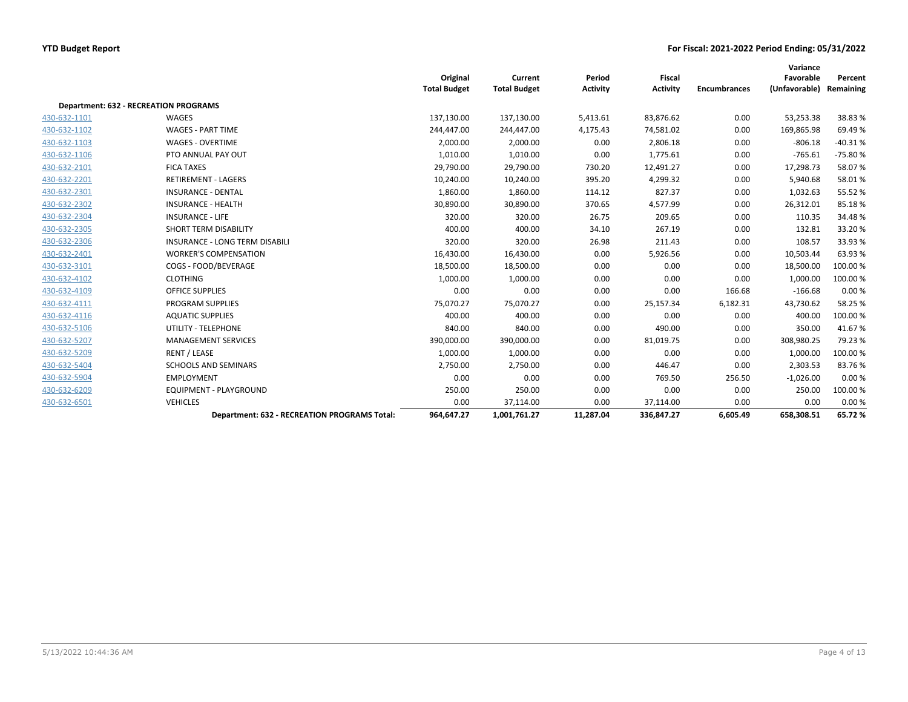**YTD Budget Report** — **For Fiscal: 2021-2022 Period Ending: 05/31/2022**

| | | Original Total Budget | Current Total Budget | Period Activity | Fiscal Activity | Encumbrances | Variance Favorable (Unfavorable) | Percent Remaining |
|---|---|---|---|---|---|---|---|---|
| **Department: 632 - RECREATION PROGRAMS** | | | | | | | | |
| 430-632-1101 | WAGES | 137,130.00 | 137,130.00 | 5,413.61 | 83,876.62 | 0.00 | 53,253.38 | 38.83 % |
| 430-632-1102 | WAGES - PART TIME | 244,447.00 | 244,447.00 | 4,175.43 | 74,581.02 | 0.00 | 169,865.98 | 69.49 % |
| 430-632-1103 | WAGES - OVERTIME | 2,000.00 | 2,000.00 | 0.00 | 2,806.18 | 0.00 | -806.18 | -40.31 % |
| 430-632-1106 | PTO ANNUAL PAY OUT | 1,010.00 | 1,010.00 | 0.00 | 1,775.61 | 0.00 | -765.61 | -75.80 % |
| 430-632-2101 | FICA TAXES | 29,790.00 | 29,790.00 | 730.20 | 12,491.27 | 0.00 | 17,298.73 | 58.07 % |
| 430-632-2201 | RETIREMENT - LAGERS | 10,240.00 | 10,240.00 | 395.20 | 4,299.32 | 0.00 | 5,940.68 | 58.01 % |
| 430-632-2301 | INSURANCE - DENTAL | 1,860.00 | 1,860.00 | 114.12 | 827.37 | 0.00 | 1,032.63 | 55.52 % |
| 430-632-2302 | INSURANCE - HEALTH | 30,890.00 | 30,890.00 | 370.65 | 4,577.99 | 0.00 | 26,312.01 | 85.18 % |
| 430-632-2304 | INSURANCE - LIFE | 320.00 | 320.00 | 26.75 | 209.65 | 0.00 | 110.35 | 34.48 % |
| 430-632-2305 | SHORT TERM DISABILITY | 400.00 | 400.00 | 34.10 | 267.19 | 0.00 | 132.81 | 33.20 % |
| 430-632-2306 | INSURANCE - LONG TERM DISABILI | 320.00 | 320.00 | 26.98 | 211.43 | 0.00 | 108.57 | 33.93 % |
| 430-632-2401 | WORKER'S COMPENSATION | 16,430.00 | 16,430.00 | 0.00 | 5,926.56 | 0.00 | 10,503.44 | 63.93 % |
| 430-632-3101 | COGS - FOOD/BEVERAGE | 18,500.00 | 18,500.00 | 0.00 | 0.00 | 0.00 | 18,500.00 | 100.00 % |
| 430-632-4102 | CLOTHING | 1,000.00 | 1,000.00 | 0.00 | 0.00 | 0.00 | 1,000.00 | 100.00 % |
| 430-632-4109 | OFFICE SUPPLIES | 0.00 | 0.00 | 0.00 | 0.00 | 166.68 | -166.68 | 0.00 % |
| 430-632-4111 | PROGRAM SUPPLIES | 75,070.27 | 75,070.27 | 0.00 | 25,157.34 | 6,182.31 | 43,730.62 | 58.25 % |
| 430-632-4116 | AQUATIC SUPPLIES | 400.00 | 400.00 | 0.00 | 0.00 | 0.00 | 400.00 | 100.00 % |
| 430-632-5106 | UTILITY - TELEPHONE | 840.00 | 840.00 | 0.00 | 490.00 | 0.00 | 350.00 | 41.67 % |
| 430-632-5207 | MANAGEMENT SERVICES | 390,000.00 | 390,000.00 | 0.00 | 81,019.75 | 0.00 | 308,980.25 | 79.23 % |
| 430-632-5209 | RENT / LEASE | 1,000.00 | 1,000.00 | 0.00 | 0.00 | 0.00 | 1,000.00 | 100.00 % |
| 430-632-5404 | SCHOOLS AND SEMINARS | 2,750.00 | 2,750.00 | 0.00 | 446.47 | 0.00 | 2,303.53 | 83.76 % |
| 430-632-5904 | EMPLOYMENT | 0.00 | 0.00 | 0.00 | 769.50 | 256.50 | -1,026.00 | 0.00 % |
| 430-632-6209 | EQUIPMENT - PLAYGROUND | 250.00 | 250.00 | 0.00 | 0.00 | 0.00 | 250.00 | 100.00 % |
| 430-632-6501 | VEHICLES | 0.00 | 37,114.00 | 0.00 | 37,114.00 | 0.00 | 0.00 | 0.00 % |
| | **Department: 632 - RECREATION PROGRAMS Total:** | **964,647.27** | **1,001,761.27** | **11,287.04** | **336,847.27** | **6,605.49** | **658,308.51** | **65.72 %** |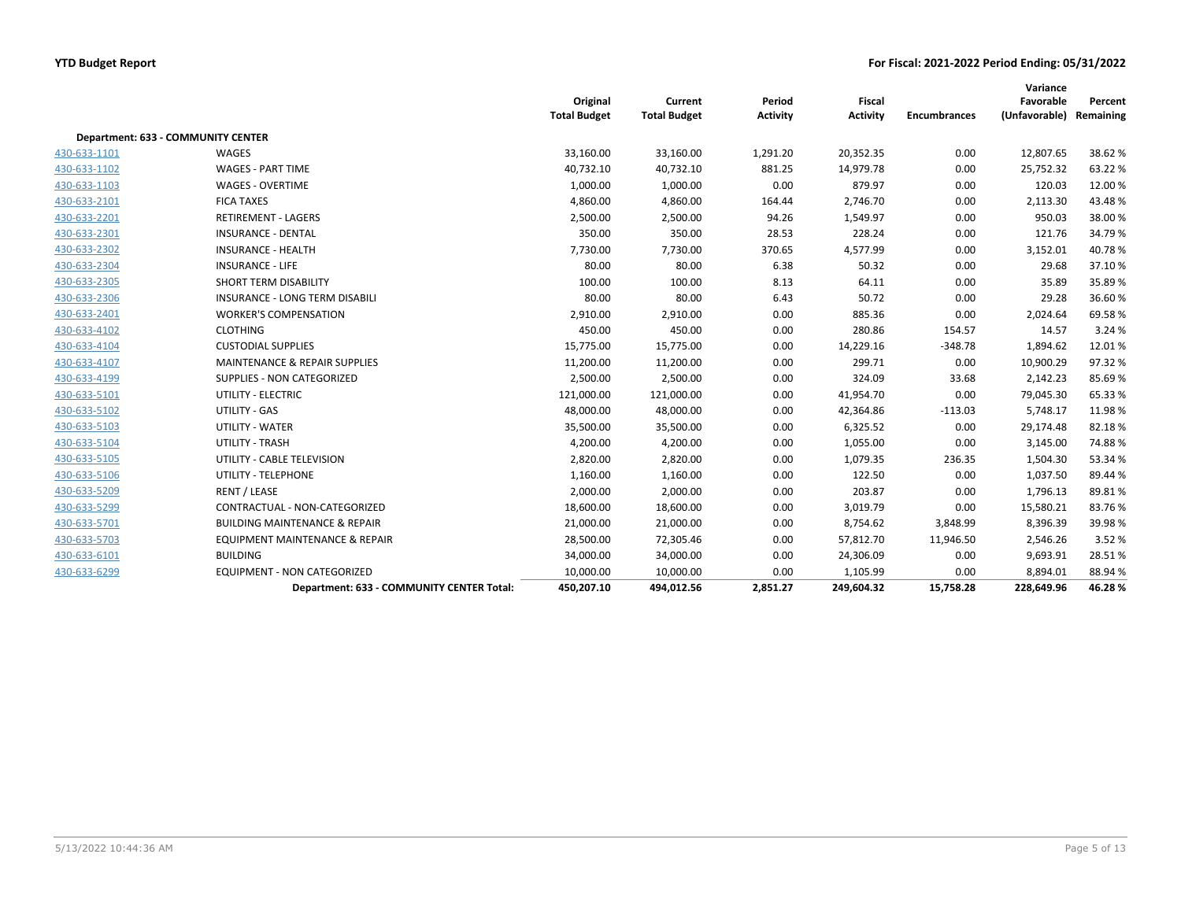**YTD Budget Report** — **For Fiscal: 2021-2022 Period Ending: 05/31/2022**

| | | Original Total Budget | Current Total Budget | Period Activity | Fiscal Activity | Encumbrances | Variance Favorable (Unfavorable) | Percent Remaining |
|---|---|---|---|---|---|---|---|---|
| **Department: 633 - COMMUNITY CENTER** | | | | | | | | |
| 430-633-1101 | WAGES | 33,160.00 | 33,160.00 | 1,291.20 | 20,352.35 | 0.00 | 12,807.65 | 38.62 % |
| 430-633-1102 | WAGES - PART TIME | 40,732.10 | 40,732.10 | 881.25 | 14,979.78 | 0.00 | 25,752.32 | 63.22 % |
| 430-633-1103 | WAGES - OVERTIME | 1,000.00 | 1,000.00 | 0.00 | 879.97 | 0.00 | 120.03 | 12.00 % |
| 430-633-2101 | FICA TAXES | 4,860.00 | 4,860.00 | 164.44 | 2,746.70 | 0.00 | 2,113.30 | 43.48 % |
| 430-633-2201 | RETIREMENT - LAGERS | 2,500.00 | 2,500.00 | 94.26 | 1,549.97 | 0.00 | 950.03 | 38.00 % |
| 430-633-2301 | INSURANCE - DENTAL | 350.00 | 350.00 | 28.53 | 228.24 | 0.00 | 121.76 | 34.79 % |
| 430-633-2302 | INSURANCE - HEALTH | 7,730.00 | 7,730.00 | 370.65 | 4,577.99 | 0.00 | 3,152.01 | 40.78 % |
| 430-633-2304 | INSURANCE - LIFE | 80.00 | 80.00 | 6.38 | 50.32 | 0.00 | 29.68 | 37.10 % |
| 430-633-2305 | SHORT TERM DISABILITY | 100.00 | 100.00 | 8.13 | 64.11 | 0.00 | 35.89 | 35.89 % |
| 430-633-2306 | INSURANCE - LONG TERM DISABILI | 80.00 | 80.00 | 6.43 | 50.72 | 0.00 | 29.28 | 36.60 % |
| 430-633-2401 | WORKER'S COMPENSATION | 2,910.00 | 2,910.00 | 0.00 | 885.36 | 0.00 | 2,024.64 | 69.58 % |
| 430-633-4102 | CLOTHING | 450.00 | 450.00 | 0.00 | 280.86 | 154.57 | 14.57 | 3.24 % |
| 430-633-4104 | CUSTODIAL SUPPLIES | 15,775.00 | 15,775.00 | 0.00 | 14,229.16 | -348.78 | 1,894.62 | 12.01 % |
| 430-633-4107 | MAINTENANCE & REPAIR SUPPLIES | 11,200.00 | 11,200.00 | 0.00 | 299.71 | 0.00 | 10,900.29 | 97.32 % |
| 430-633-4199 | SUPPLIES - NON CATEGORIZED | 2,500.00 | 2,500.00 | 0.00 | 324.09 | 33.68 | 2,142.23 | 85.69 % |
| 430-633-5101 | UTILITY - ELECTRIC | 121,000.00 | 121,000.00 | 0.00 | 41,954.70 | 0.00 | 79,045.30 | 65.33 % |
| 430-633-5102 | UTILITY - GAS | 48,000.00 | 48,000.00 | 0.00 | 42,364.86 | -113.03 | 5,748.17 | 11.98 % |
| 430-633-5103 | UTILITY - WATER | 35,500.00 | 35,500.00 | 0.00 | 6,325.52 | 0.00 | 29,174.48 | 82.18 % |
| 430-633-5104 | UTILITY - TRASH | 4,200.00 | 4,200.00 | 0.00 | 1,055.00 | 0.00 | 3,145.00 | 74.88 % |
| 430-633-5105 | UTILITY - CABLE TELEVISION | 2,820.00 | 2,820.00 | 0.00 | 1,079.35 | 236.35 | 1,504.30 | 53.34 % |
| 430-633-5106 | UTILITY - TELEPHONE | 1,160.00 | 1,160.00 | 0.00 | 122.50 | 0.00 | 1,037.50 | 89.44 % |
| 430-633-5209 | RENT / LEASE | 2,000.00 | 2,000.00 | 0.00 | 203.87 | 0.00 | 1,796.13 | 89.81 % |
| 430-633-5299 | CONTRACTUAL - NON-CATEGORIZED | 18,600.00 | 18,600.00 | 0.00 | 3,019.79 | 0.00 | 15,580.21 | 83.76 % |
| 430-633-5701 | BUILDING MAINTENANCE & REPAIR | 21,000.00 | 21,000.00 | 0.00 | 8,754.62 | 3,848.99 | 8,396.39 | 39.98 % |
| 430-633-5703 | EQUIPMENT MAINTENANCE & REPAIR | 28,500.00 | 72,305.46 | 0.00 | 57,812.70 | 11,946.50 | 2,546.26 | 3.52 % |
| 430-633-6101 | BUILDING | 34,000.00 | 34,000.00 | 0.00 | 24,306.09 | 0.00 | 9,693.91 | 28.51 % |
| 430-633-6299 | EQUIPMENT - NON CATEGORIZED | 10,000.00 | 10,000.00 | 0.00 | 1,105.99 | 0.00 | 8,894.01 | 88.94 % |
| | **Department: 633 - COMMUNITY CENTER Total:** | **450,207.10** | **494,012.56** | **2,851.27** | **249,604.32** | **15,758.28** | **228,649.96** | **46.28 %** |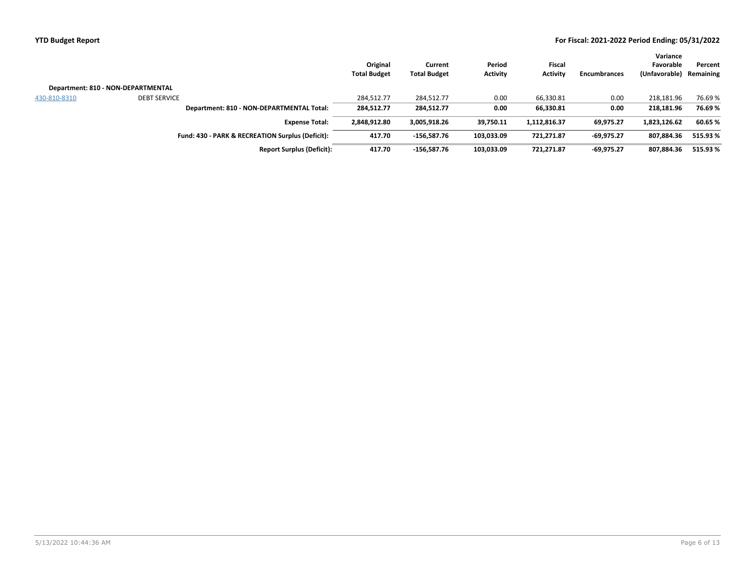| | | Original Total Budget | Current Total Budget | Period Activity | Fiscal Activity | Encumbrances | Variance Favorable (Unfavorable) | Percent Remaining |
|---|---|---|---|---|---|---|---|---|
| **Department: 810 - NON-DEPARTMENTAL** | | | | | | | | |
| 430-810-8310 | DEBT SERVICE | 284,512.77 | 284,512.77 | 0.00 | 66,330.81 | 0.00 | 218,181.96 | 76.69 % |
| | **Department: 810 - NON-DEPARTMENTAL Total:** | **284,512.77** | **284,512.77** | **0.00** | **66,330.81** | **0.00** | **218,181.96** | **76.69 %** |
| | **Expense Total:** | **2,848,912.80** | **3,005,918.26** | **39,750.11** | **1,112,816.37** | **69,975.27** | **1,823,126.62** | **60.65 %** |
| | **Fund: 430 - PARK & RECREATION Surplus (Deficit):** | **417.70** | **-156,587.76** | **103,033.09** | **721,271.87** | **-69,975.27** | **807,884.36** | **515.93 %** |
| | **Report Surplus (Deficit):** | **417.70** | **-156,587.76** | **103,033.09** | **721,271.87** | **-69,975.27** | **807,884.36** | **515.93 %** |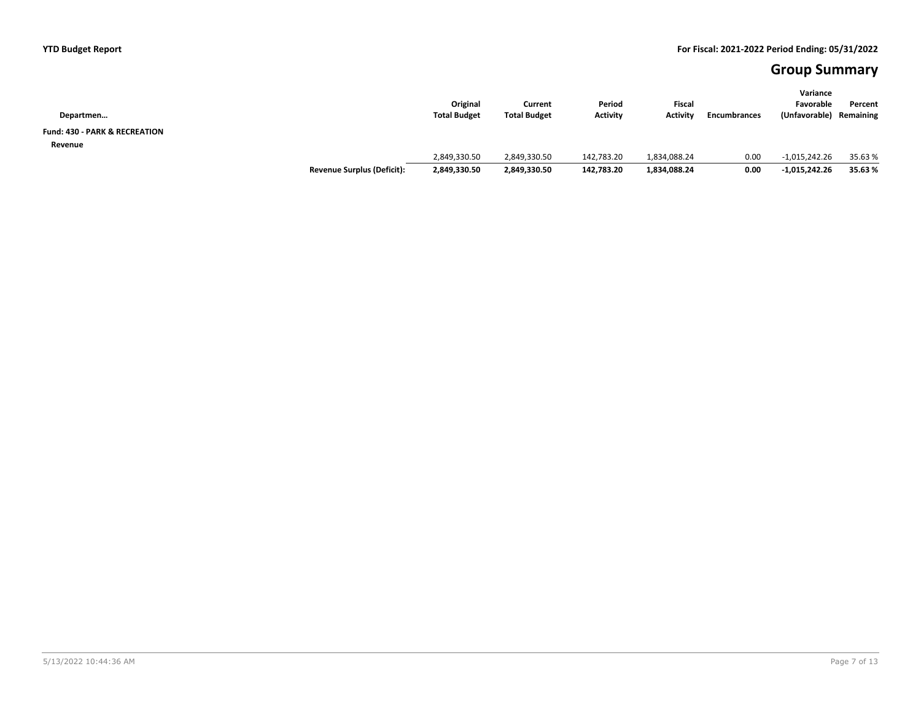## Group Summary

| Departmen… | | Original Total Budget | Current Total Budget | Period Activity | Fiscal Activity | Encumbrances | Variance Favorable (Unfavorable) | Percent Remaining |
|---|---|---|---|---|---|---|---|---|
| **Fund: 430 - PARK & RECREATION** | | | | | | | | |
| **Revenue** | | | | | | | | |
| | | 2,849,330.50 | 2,849,330.50 | 142,783.20 | 1,834,088.24 | 0.00 | -1,015,242.26 | 35.63 % |
| | **Revenue Surplus (Deficit):** | **2,849,330.50** | **2,849,330.50** | **142,783.20** | **1,834,088.24** | **0.00** | **-1,015,242.26** | **35.63 %** |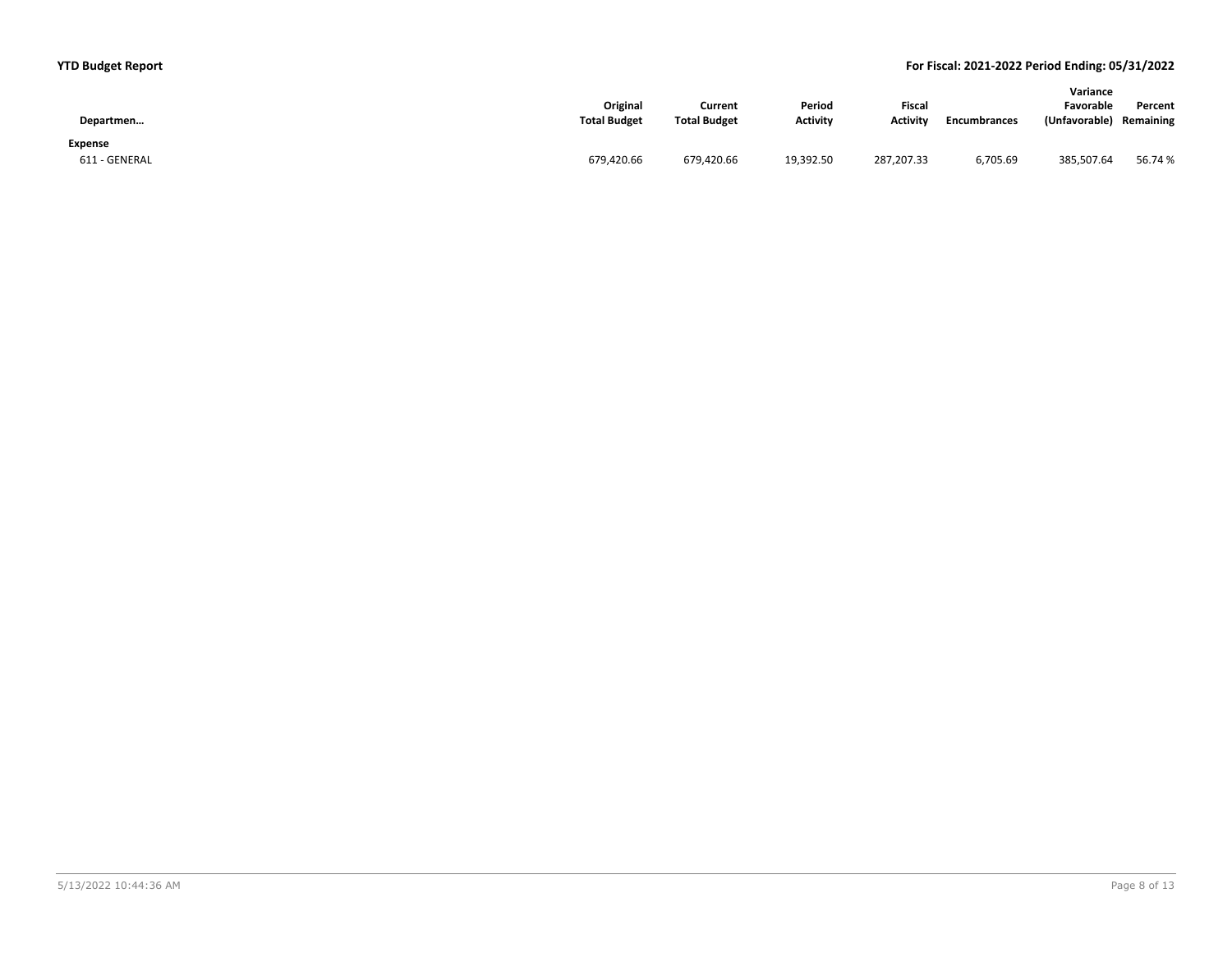**YTD Budget Report**

**For Fiscal: 2021-2022 Period Ending: 05/31/2022**

| Departmen… | Original Total Budget | Current Total Budget | Period Activity | Fiscal Activity | Encumbrances | Variance Favorable (Unfavorable) | Percent Remaining |
|---|---|---|---|---|---|---|---|
| **Expense** | | | | | | | |
| 611 - GENERAL | 679,420.66 | 679,420.66 | 19,392.50 | 287,207.33 | 6,705.69 | 385,507.64 | 56.74 % |

5/13/2022 10:44:36 AM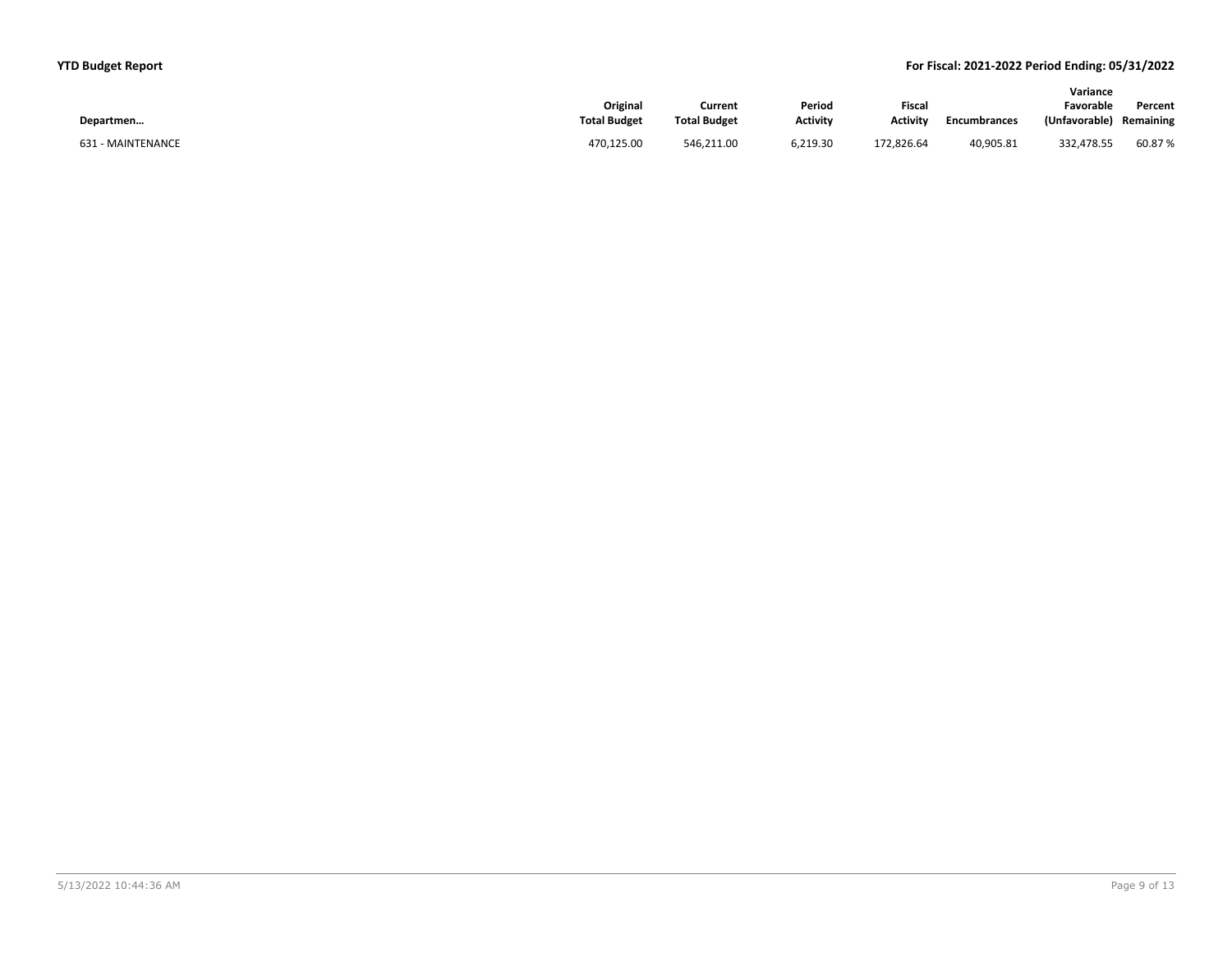| Departmen… | Original Total Budget | Current Total Budget | Period Activity | Fiscal Activity | Encumbrances | Variance Favorable (Unfavorable) | Percent Remaining |
|---|---|---|---|---|---|---|---|
| 631 - MAINTENANCE | 470,125.00 | 546,211.00 | 6,219.30 | 172,826.64 | 40,905.81 | 332,478.55 | 60.87 % |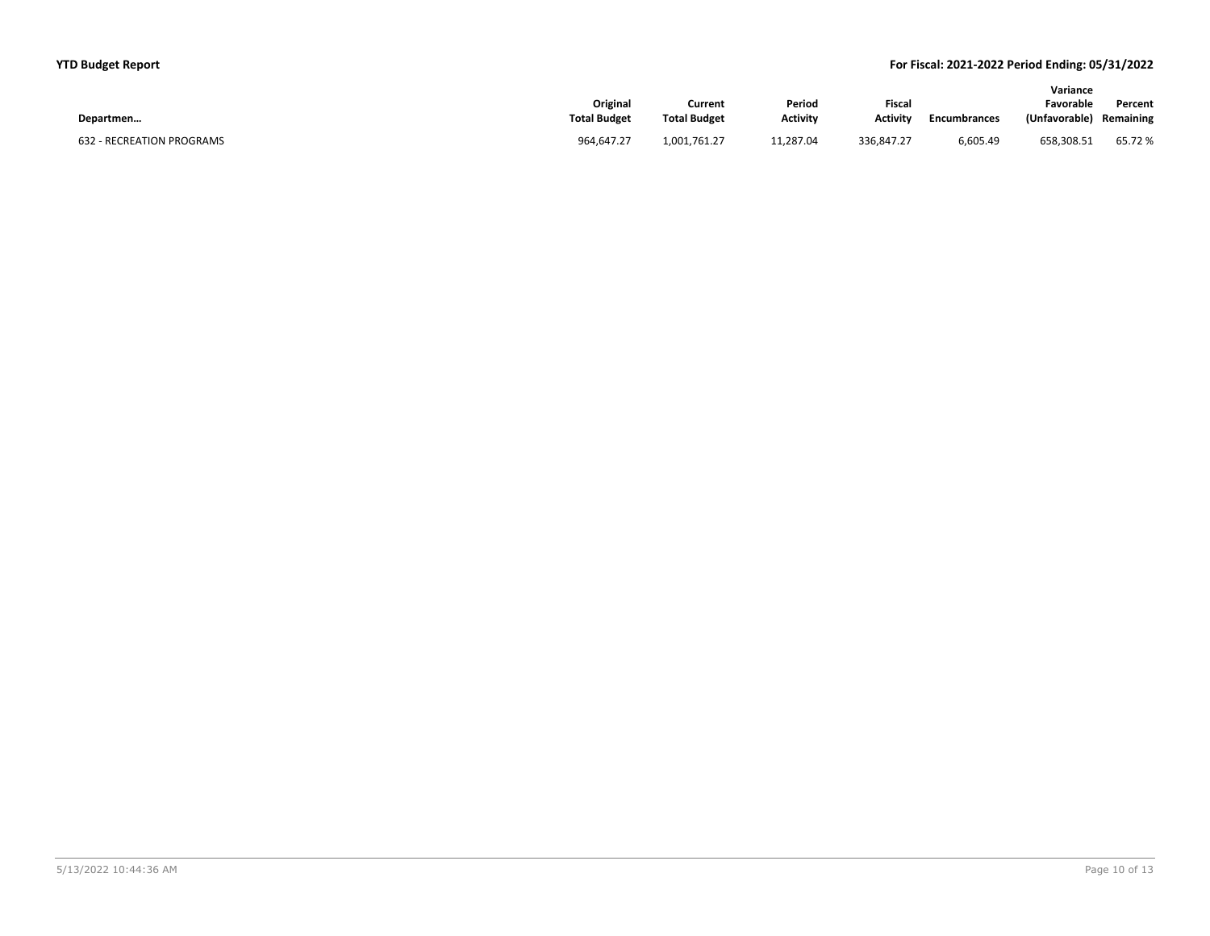| Departmen… | Original Total Budget | Current Total Budget | Period Activity | Fiscal Activity | Encumbrances | Variance Favorable (Unfavorable) | Percent Remaining |
|---|---|---|---|---|---|---|---|
| 632 - RECREATION PROGRAMS | 964,647.27 | 1,001,761.27 | 11,287.04 | 336,847.27 | 6,605.49 | 658,308.51 | 65.72 % |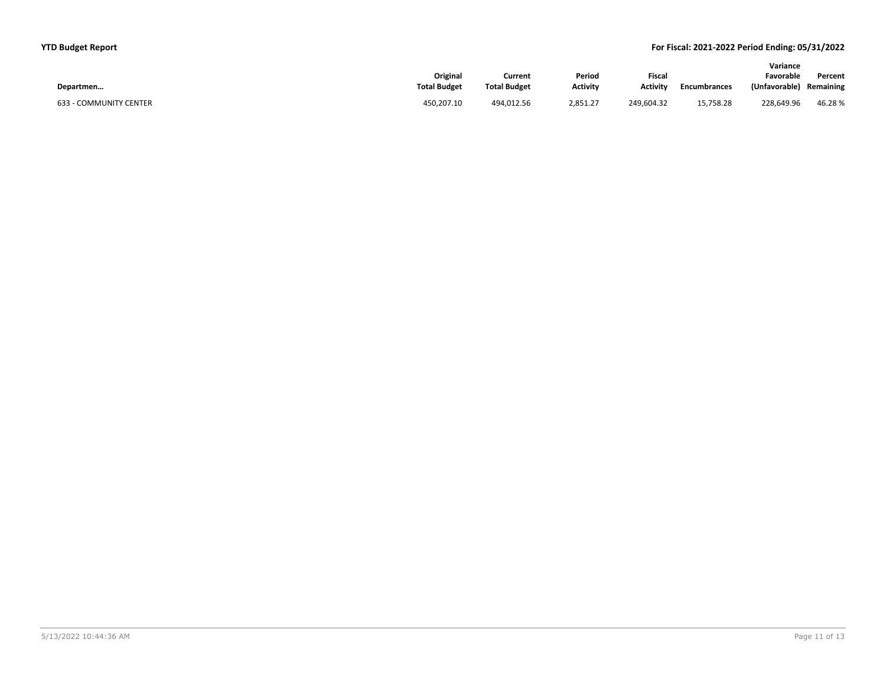| Departmen… | Original Total Budget | Current Total Budget | Period Activity | Fiscal Activity | Encumbrances | Variance Favorable (Unfavorable) | Percent Remaining |
|---|---|---|---|---|---|---|---|
| 633 - COMMUNITY CENTER | 450,207.10 | 494,012.56 | 2,851.27 | 249,604.32 | 15,758.28 | 228,649.96 | 46.28 % |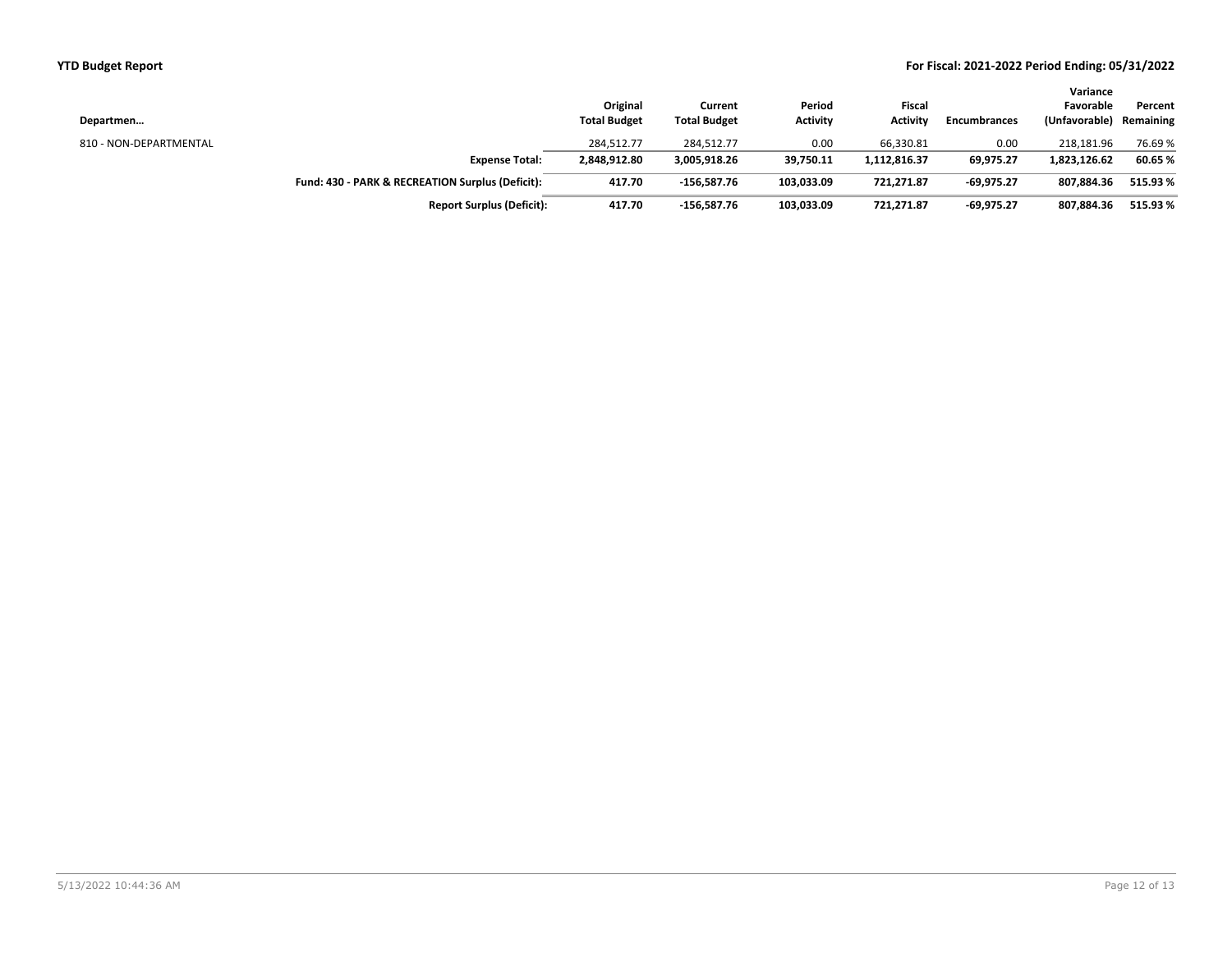**YTD Budget Report** — **For Fiscal: 2021-2022 Period Ending: 05/31/2022**

| Departmen… | Original Total Budget | Current Total Budget | Period Activity | Fiscal Activity | Encumbrances | Variance Favorable (Unfavorable) | Percent Remaining |
|---|---|---|---|---|---|---|---|
| 810 - NON-DEPARTMENTAL | 284,512.77 | 284,512.77 | 0.00 | 66,330.81 | 0.00 | 218,181.96 | 76.69 % |
| **Expense Total:** | **2,848,912.80** | **3,005,918.26** | **39,750.11** | **1,112,816.37** | **69,975.27** | **1,823,126.62** | **60.65 %** |
| **Fund: 430 - PARK & RECREATION Surplus (Deficit):** | **417.70** | **-156,587.76** | **103,033.09** | **721,271.87** | **-69,975.27** | **807,884.36** | **515.93 %** |
| **Report Surplus (Deficit):** | **417.70** | **-156,587.76** | **103,033.09** | **721,271.87** | **-69,975.27** | **807,884.36** | **515.93 %** |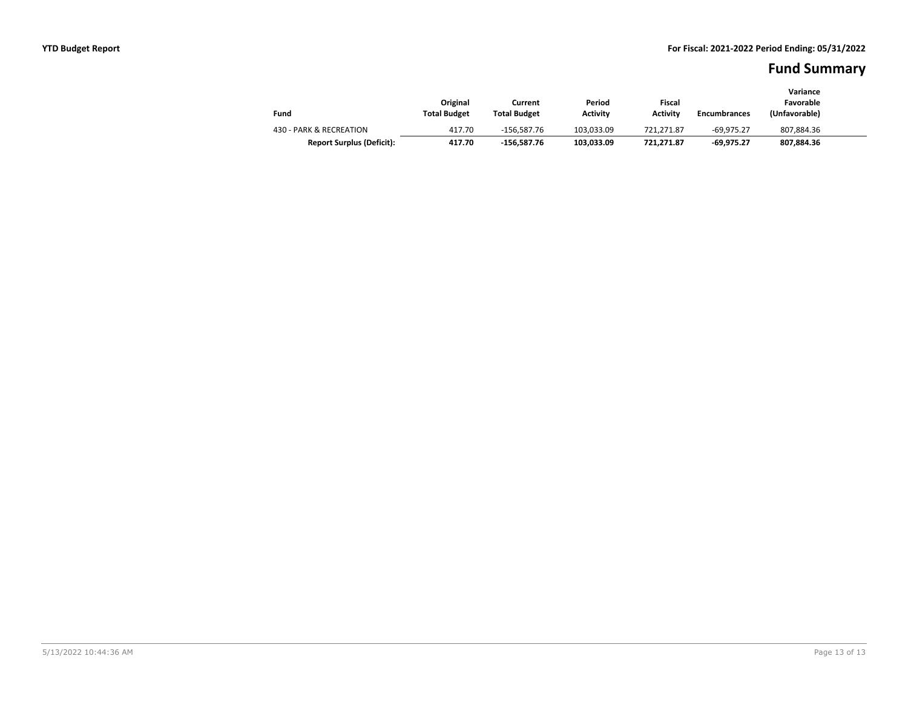## Fund Summary

| Fund | Original Total Budget | Current Total Budget | Period Activity | Fiscal Activity | Encumbrances | Variance Favorable (Unfavorable) |
|---|---|---|---|---|---|---|
| 430 - PARK & RECREATION | 417.70 | -156,587.76 | 103,033.09 | 721,271.87 | -69,975.27 | 807,884.36 |
| **Report Surplus (Deficit):** | **417.70** | **-156,587.76** | **103,033.09** | **721,271.87** | **-69,975.27** | **807,884.36** |